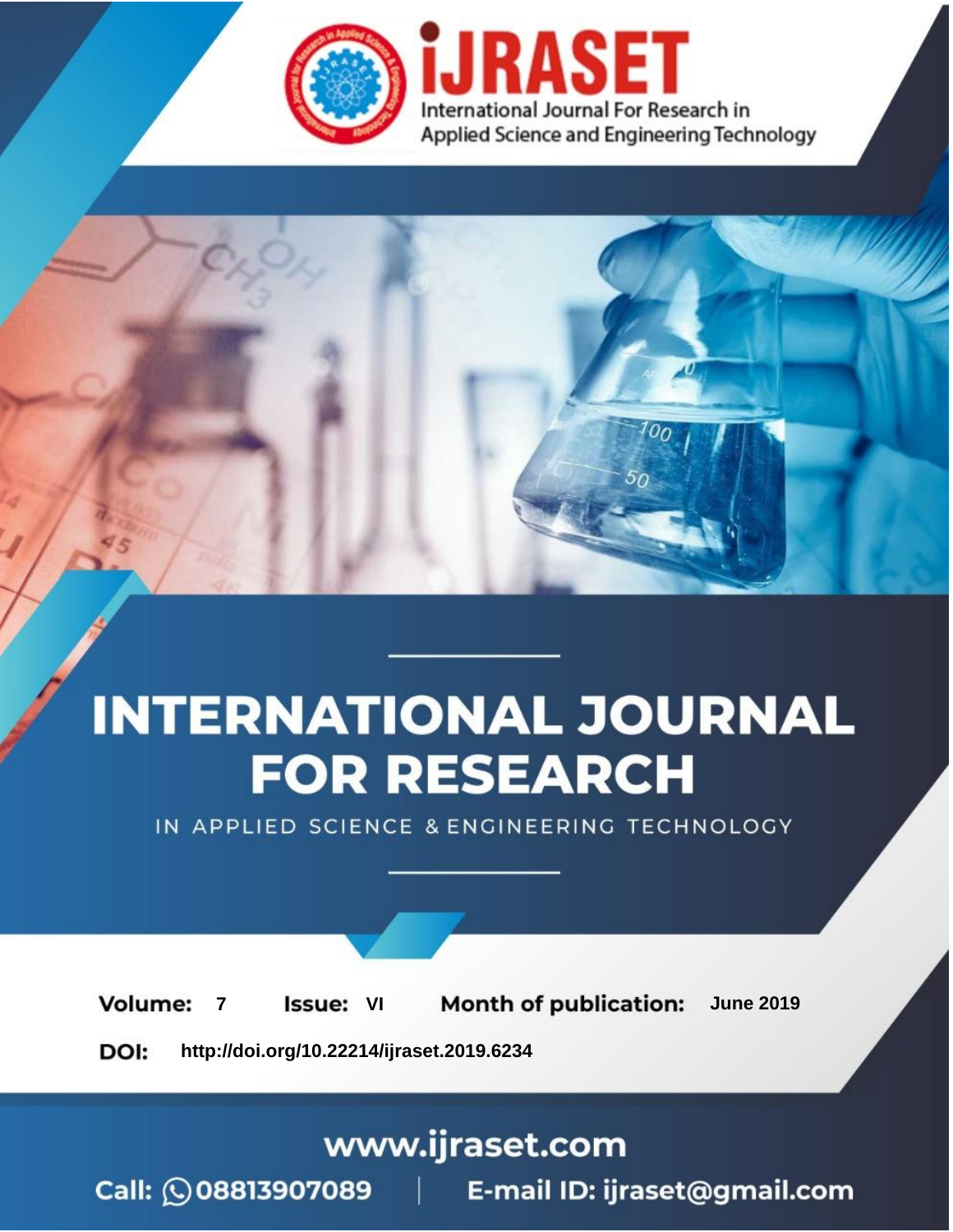# iJRASET

International Journal For Research in Applied Science and Engineering Technology

# INTERNATIONAL JOURNAL FOR RESEARCH

IN APPLIED SCIENCE & ENGINEERING TECHNOLOGY

**Volume:** 7 **Issue:** VI **Month of publication:** June 2019

**DOI:** http://doi.org/10.22214/ijraset.2019.6234

www.ijraset.com

Call: 08813907089 | E-mail ID: ijraset@gmail.com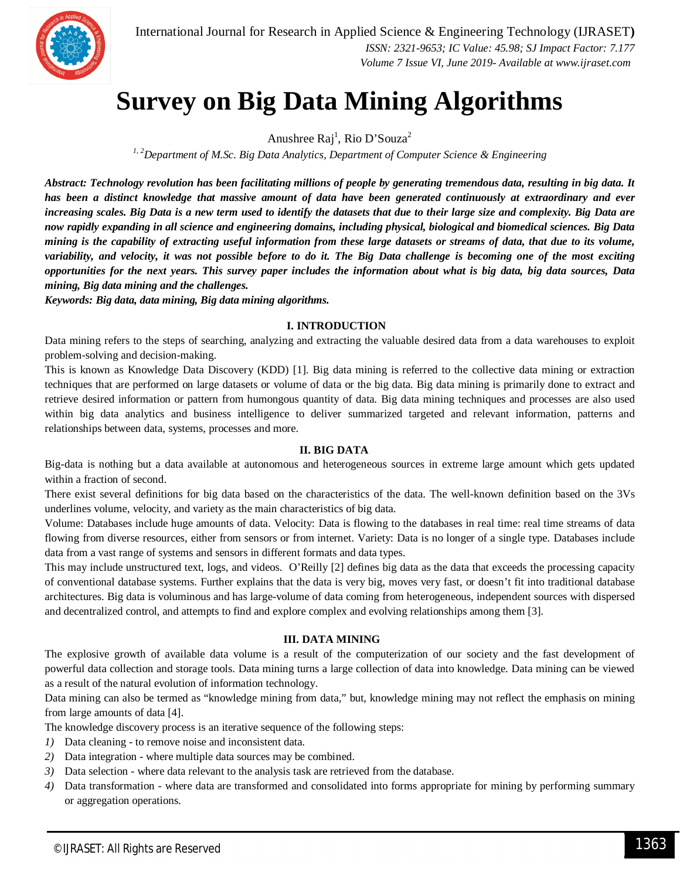# Survey on Big Data Mining Algorithms

Anushree Raj[1], Rio D'Souza[2]

[1, 2]Department of M.Sc. Big Data Analytics, Department of Computer Science & Engineering

***Abstract:** Technology revolution has been facilitating millions of people by generating tremendous data, resulting in big data. It has been a distinct knowledge that massive amount of data have been generated continuously at extraordinary and ever increasing scales. Big Data is a new term used to identify the datasets that due to their large size and complexity. Big Data are now rapidly expanding in all science and engineering domains, including physical, biological and biomedical sciences. Big Data mining is the capability of extracting useful information from these large datasets or streams of data, that due to its volume, variability, and velocity, it was not possible before to do it. The Big Data challenge is becoming one of the most exciting opportunities for the next years. This survey paper includes the information about what is big data, big data sources, Data mining, Big data mining and the challenges.*

***Keywords:** Big data, data mining, Big data mining algorithms.*

## I. INTRODUCTION

Data mining refers to the steps of searching, analyzing and extracting the valuable desired data from a data warehouses to exploit problem-solving and decision-making.

This is known as Knowledge Data Discovery (KDD) [1]. Big data mining is referred to the collective data mining or extraction techniques that are performed on large datasets or volume of data or the big data. Big data mining is primarily done to extract and retrieve desired information or pattern from humongous quantity of data. Big data mining techniques and processes are also used within big data analytics and business intelligence to deliver summarized targeted and relevant information, patterns and relationships between data, systems, processes and more.

## II. BIG DATA

Big-data is nothing but a data available at autonomous and heterogeneous sources in extreme large amount which gets updated within a fraction of second.

There exist several definitions for big data based on the characteristics of the data. The well-known definition based on the 3Vs underlines volume, velocity, and variety as the main characteristics of big data.

Volume: Databases include huge amounts of data. Velocity: Data is flowing to the databases in real time: real time streams of data flowing from diverse resources, either from sensors or from internet. Variety: Data is no longer of a single type. Databases include data from a vast range of systems and sensors in different formats and data types.

This may include unstructured text, logs, and videos. O'Reilly [2] defines big data as the data that exceeds the processing capacity of conventional database systems. Further explains that the data is very big, moves very fast, or doesn't fit into traditional database architectures. Big data is voluminous and has large-volume of data coming from heterogeneous, independent sources with dispersed and decentralized control, and attempts to find and explore complex and evolving relationships among them [3].

## III. DATA MINING

The explosive growth of available data volume is a result of the computerization of our society and the fast development of powerful data collection and storage tools. Data mining turns a large collection of data into knowledge. Data mining can be viewed as a result of the natural evolution of information technology.

Data mining can also be termed as "knowledge mining from data," but, knowledge mining may not reflect the emphasis on mining from large amounts of data [4].

The knowledge discovery process is an iterative sequence of the following steps:

1) Data cleaning - to remove noise and inconsistent data.
2) Data integration - where multiple data sources may be combined.
3) Data selection - where data relevant to the analysis task are retrieved from the database.
4) Data transformation - where data are transformed and consolidated into forms appropriate for mining by performing summary or aggregation operations.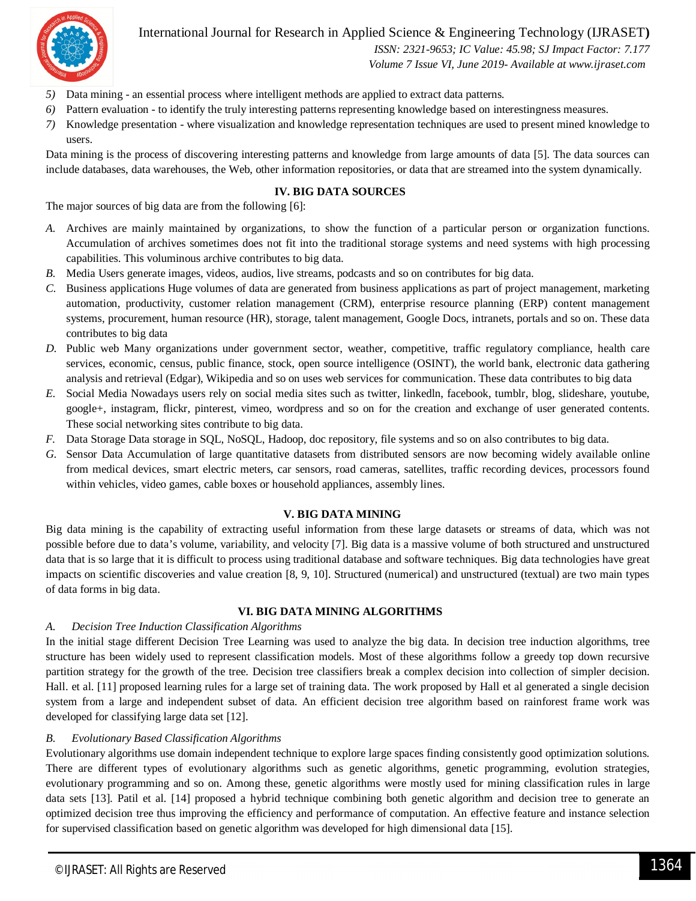5) Data mining - an essential process where intelligent methods are applied to extract data patterns.
6) Pattern evaluation - to identify the truly interesting patterns representing knowledge based on interestingness measures.
7) Knowledge presentation - where visualization and knowledge representation techniques are used to present mined knowledge to users.

Data mining is the process of discovering interesting patterns and knowledge from large amounts of data [5]. The data sources can include databases, data warehouses, the Web, other information repositories, or data that are streamed into the system dynamically.

## IV. BIG DATA SOURCES

The major sources of big data are from the following [6]:

A. Archives are mainly maintained by organizations, to show the function of a particular person or organization functions. Accumulation of archives sometimes does not fit into the traditional storage systems and need systems with high processing capabilities. This voluminous archive contributes to big data.
B. Media Users generate images, videos, audios, live streams, podcasts and so on contributes for big data.
C. Business applications Huge volumes of data are generated from business applications as part of project management, marketing automation, productivity, customer relation management (CRM), enterprise resource planning (ERP) content management systems, procurement, human resource (HR), storage, talent management, Google Docs, intranets, portals and so on. These data contributes to big data
D. Public web Many organizations under government sector, weather, competitive, traffic regulatory compliance, health care services, economic, census, public finance, stock, open source intelligence (OSINT), the world bank, electronic data gathering analysis and retrieval (Edgar), Wikipedia and so on uses web services for communication. These data contributes to big data
E. Social Media Nowadays users rely on social media sites such as twitter, linkedln, facebook, tumblr, blog, slideshare, youtube, google+, instagram, flickr, pinterest, vimeo, wordpress and so on for the creation and exchange of user generated contents. These social networking sites contribute to big data.
F. Data Storage Data storage in SQL, NoSQL, Hadoop, doc repository, file systems and so on also contributes to big data.
G. Sensor Data Accumulation of large quantitative datasets from distributed sensors are now becoming widely available online from medical devices, smart electric meters, car sensors, road cameras, satellites, traffic recording devices, processors found within vehicles, video games, cable boxes or household appliances, assembly lines.

## V. BIG DATA MINING

Big data mining is the capability of extracting useful information from these large datasets or streams of data, which was not possible before due to data's volume, variability, and velocity [7]. Big data is a massive volume of both structured and unstructured data that is so large that it is difficult to process using traditional database and software techniques. Big data technologies have great impacts on scientific discoveries and value creation [8, 9, 10]. Structured (numerical) and unstructured (textual) are two main types of data forms in big data.

## VI. BIG DATA MINING ALGORITHMS

### A. *Decision Tree Induction Classification Algorithms*

In the initial stage different Decision Tree Learning was used to analyze the big data. In decision tree induction algorithms, tree structure has been widely used to represent classification models. Most of these algorithms follow a greedy top down recursive partition strategy for the growth of the tree. Decision tree classifiers break a complex decision into collection of simpler decision. Hall. et al. [11] proposed learning rules for a large set of training data. The work proposed by Hall et al generated a single decision system from a large and independent subset of data. An efficient decision tree algorithm based on rainforest frame work was developed for classifying large data set [12].

### B. *Evolutionary Based Classification Algorithms*

Evolutionary algorithms use domain independent technique to explore large spaces finding consistently good optimization solutions. There are different types of evolutionary algorithms such as genetic algorithms, genetic programming, evolution strategies, evolutionary programming and so on. Among these, genetic algorithms were mostly used for mining classification rules in large data sets [13]. Patil et al. [14] proposed a hybrid technique combining both genetic algorithm and decision tree to generate an optimized decision tree thus improving the efficiency and performance of computation. An effective feature and instance selection for supervised classification based on genetic algorithm was developed for high dimensional data [15].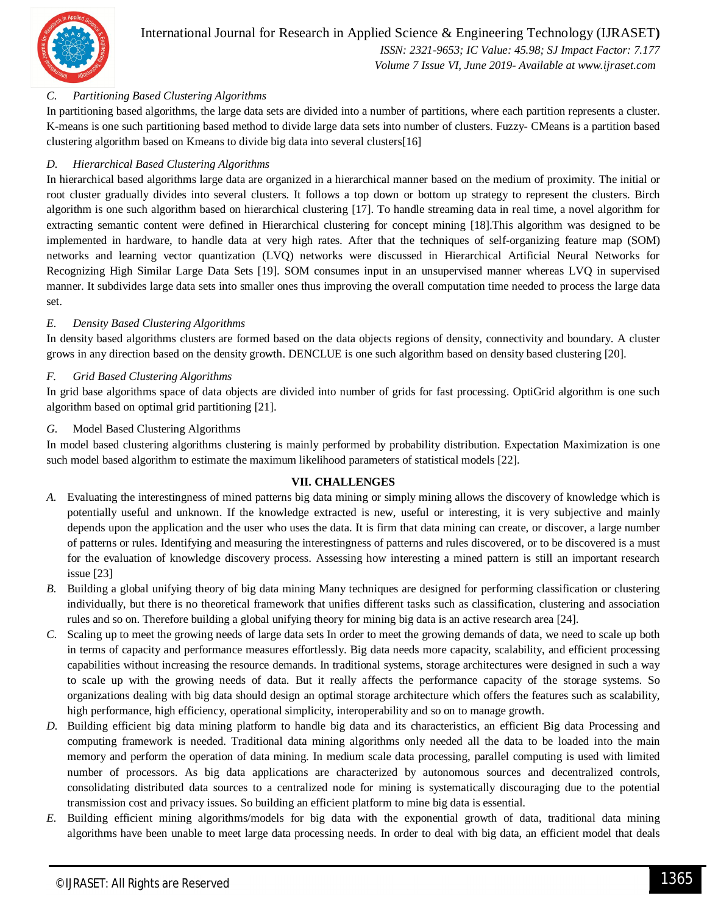### C. *Partitioning Based Clustering Algorithms*

In partitioning based algorithms, the large data sets are divided into a number of partitions, where each partition represents a cluster. K-means is one such partitioning based method to divide large data sets into number of clusters. Fuzzy- CMeans is a partition based clustering algorithm based on Kmeans to divide big data into several clusters[16]

### D. *Hierarchical Based Clustering Algorithms*

In hierarchical based algorithms large data are organized in a hierarchical manner based on the medium of proximity. The initial or root cluster gradually divides into several clusters. It follows a top down or bottom up strategy to represent the clusters. Birch algorithm is one such algorithm based on hierarchical clustering [17]. To handle streaming data in real time, a novel algorithm for extracting semantic content were defined in Hierarchical clustering for concept mining [18].This algorithm was designed to be implemented in hardware, to handle data at very high rates. After that the techniques of self-organizing feature map (SOM) networks and learning vector quantization (LVQ) networks were discussed in Hierarchical Artificial Neural Networks for Recognizing High Similar Large Data Sets [19]. SOM consumes input in an unsupervised manner whereas LVQ in supervised manner. It subdivides large data sets into smaller ones thus improving the overall computation time needed to process the large data set.

### E. *Density Based Clustering Algorithms*

In density based algorithms clusters are formed based on the data objects regions of density, connectivity and boundary. A cluster grows in any direction based on the density growth. DENCLUE is one such algorithm based on density based clustering [20].

### F. *Grid Based Clustering Algorithms*

In grid base algorithms space of data objects are divided into number of grids for fast processing. OptiGrid algorithm is one such algorithm based on optimal grid partitioning [21].

### G. Model Based Clustering Algorithms

In model based clustering algorithms clustering is mainly performed by probability distribution. Expectation Maximization is one such model based algorithm to estimate the maximum likelihood parameters of statistical models [22].

## VII. CHALLENGES

A. Evaluating the interestingness of mined patterns big data mining or simply mining allows the discovery of knowledge which is potentially useful and unknown. If the knowledge extracted is new, useful or interesting, it is very subjective and mainly depends upon the application and the user who uses the data. It is firm that data mining can create, or discover, a large number of patterns or rules. Identifying and measuring the interestingness of patterns and rules discovered, or to be discovered is a must for the evaluation of knowledge discovery process. Assessing how interesting a mined pattern is still an important research issue [23]
B. Building a global unifying theory of big data mining Many techniques are designed for performing classification or clustering individually, but there is no theoretical framework that unifies different tasks such as classification, clustering and association rules and so on. Therefore building a global unifying theory for mining big data is an active research area [24].
C. Scaling up to meet the growing needs of large data sets In order to meet the growing demands of data, we need to scale up both in terms of capacity and performance measures effortlessly. Big data needs more capacity, scalability, and efficient processing capabilities without increasing the resource demands. In traditional systems, storage architectures were designed in such a way to scale up with the growing needs of data. But it really affects the performance capacity of the storage systems. So organizations dealing with big data should design an optimal storage architecture which offers the features such as scalability, high performance, high efficiency, operational simplicity, interoperability and so on to manage growth.
D. Building efficient big data mining platform to handle big data and its characteristics, an efficient Big data Processing and computing framework is needed. Traditional data mining algorithms only needed all the data to be loaded into the main memory and perform the operation of data mining. In medium scale data processing, parallel computing is used with limited number of processors. As big data applications are characterized by autonomous sources and decentralized controls, consolidating distributed data sources to a centralized node for mining is systematically discouraging due to the potential transmission cost and privacy issues. So building an efficient platform to mine big data is essential.
E. Building efficient mining algorithms/models for big data with the exponential growth of data, traditional data mining algorithms have been unable to meet large data processing needs. In order to deal with big data, an efficient model that deals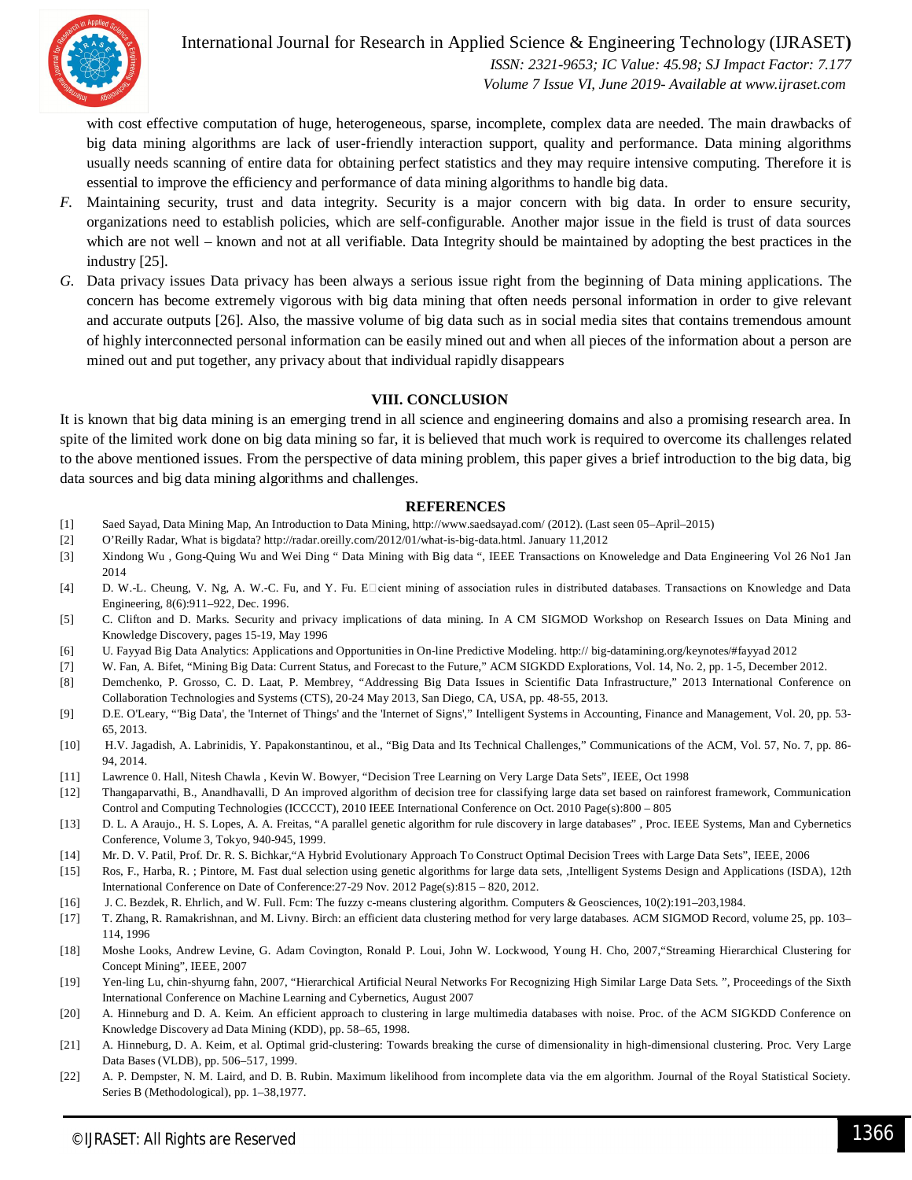with cost effective computation of huge, heterogeneous, sparse, incomplete, complex data are needed. The main drawbacks of big data mining algorithms are lack of user-friendly interaction support, quality and performance. Data mining algorithms usually needs scanning of entire data for obtaining perfect statistics and they may require intensive computing. Therefore it is essential to improve the efficiency and performance of data mining algorithms to handle big data.

*F.* Maintaining security, trust and data integrity. Security is a major concern with big data. In order to ensure security, organizations need to establish policies, which are self-configurable. Another major issue in the field is trust of data sources which are not well – known and not at all verifiable. Data Integrity should be maintained by adopting the best practices in the industry [25].

*G.* Data privacy issues Data privacy has been always a serious issue right from the beginning of Data mining applications. The concern has become extremely vigorous with big data mining that often needs personal information in order to give relevant and accurate outputs [26]. Also, the massive volume of big data such as in social media sites that contains tremendous amount of highly interconnected personal information can be easily mined out and when all pieces of the information about a person are mined out and put together, any privacy about that individual rapidly disappears

## VIII. CONCLUSION

It is known that big data mining is an emerging trend in all science and engineering domains and also a promising research area. In spite of the limited work done on big data mining so far, it is believed that much work is required to overcome its challenges related to the above mentioned issues. From the perspective of data mining problem, this paper gives a brief introduction to the big data, big data sources and big data mining algorithms and challenges.

## REFERENCES

[1] Saed Sayad, Data Mining Map, An Introduction to Data Mining, http://www.saedsayad.com/ (2012). (Last seen 05–April–2015)

[2] O'Reilly Radar, What is bigdata? http://radar.oreilly.com/2012/01/what-is-big-data.html. January 11,2012

[3] Xindong Wu , Gong-Quing Wu and Wei Ding " Data Mining with Big data ", IEEE Transactions on Knoweledge and Data Engineering Vol 26 No1 Jan 2014

[4] D. W.-L. Cheung, V. Ng, A. W.-C. Fu, and Y. Fu. E□cient mining of association rules in distributed databases. Transactions on Knowledge and Data Engineering, 8(6):911–922, Dec. 1996.

[5] C. Clifton and D. Marks. Security and privacy implications of data mining. In A CM SIGMOD Workshop on Research Issues on Data Mining and Knowledge Discovery, pages 15-19, May 1996

[6] U. Fayyad Big Data Analytics: Applications and Opportunities in On-line Predictive Modeling. http:// big-datamining.org/keynotes/#fayyad 2012

[7] W. Fan, A. Bifet, "Mining Big Data: Current Status, and Forecast to the Future," ACM SIGKDD Explorations, Vol. 14, No. 2, pp. 1-5, December 2012.

[8] Demchenko, P. Grosso, C. D. Laat, P. Membrey, "Addressing Big Data Issues in Scientific Data Infrastructure," 2013 International Conference on Collaboration Technologies and Systems (CTS), 20-24 May 2013, San Diego, CA, USA, pp. 48-55, 2013.

[9] D.E. O'Leary, "'Big Data', the 'Internet of Things' and the 'Internet of Signs'," Intelligent Systems in Accounting, Finance and Management, Vol. 20, pp. 53-65, 2013.

[10] H.V. Jagadish, A. Labrinidis, Y. Papakonstantinou, et al., "Big Data and Its Technical Challenges," Communications of the ACM, Vol. 57, No. 7, pp. 86-94, 2014.

[11] Lawrence 0. Hall, Nitesh Chawla , Kevin W. Bowyer, "Decision Tree Learning on Very Large Data Sets", IEEE, Oct 1998

[12] Thangaparvathi, B., Anandhavalli, D An improved algorithm of decision tree for classifying large data set based on rainforest framework, Communication Control and Computing Technologies (ICCCCT), 2010 IEEE International Conference on Oct. 2010 Page(s):800 – 805

[13] D. L. A Araujo., H. S. Lopes, A. A. Freitas, "A parallel genetic algorithm for rule discovery in large databases" , Proc. IEEE Systems, Man and Cybernetics Conference, Volume 3, Tokyo, 940-945, 1999.

[14] Mr. D. V. Patil, Prof. Dr. R. S. Bichkar,"A Hybrid Evolutionary Approach To Construct Optimal Decision Trees with Large Data Sets", IEEE, 2006

[15] Ros, F., Harba, R. ; Pintore, M. Fast dual selection using genetic algorithms for large data sets, ,Intelligent Systems Design and Applications (ISDA), 12th International Conference on Date of Conference:27-29 Nov. 2012 Page(s):815 – 820, 2012.

[16] J. C. Bezdek, R. Ehrlich, and W. Full. Fcm: The fuzzy c-means clustering algorithm. Computers & Geosciences, 10(2):191–203,1984.

[17] T. Zhang, R. Ramakrishnan, and M. Livny. Birch: an efficient data clustering method for very large databases. ACM SIGMOD Record, volume 25, pp. 103–114, 1996

[18] Moshe Looks, Andrew Levine, G. Adam Covington, Ronald P. Loui, John W. Lockwood, Young H. Cho, 2007,"Streaming Hierarchical Clustering for Concept Mining", IEEE, 2007

[19] Yen-ling Lu, chin-shyurng fahn, 2007, "Hierarchical Artificial Neural Networks For Recognizing High Similar Large Data Sets. ", Proceedings of the Sixth International Conference on Machine Learning and Cybernetics, August 2007

[20] A. Hinneburg and D. A. Keim. An efficient approach to clustering in large multimedia databases with noise. Proc. of the ACM SIGKDD Conference on Knowledge Discovery ad Data Mining (KDD), pp. 58–65, 1998.

[21] A. Hinneburg, D. A. Keim, et al. Optimal grid-clustering: Towards breaking the curse of dimensionality in high-dimensional clustering. Proc. Very Large Data Bases (VLDB), pp. 506–517, 1999.

[22] A. P. Dempster, N. M. Laird, and D. B. Rubin. Maximum likelihood from incomplete data via the em algorithm. Journal of the Royal Statistical Society. Series B (Methodological), pp. 1–38,1977.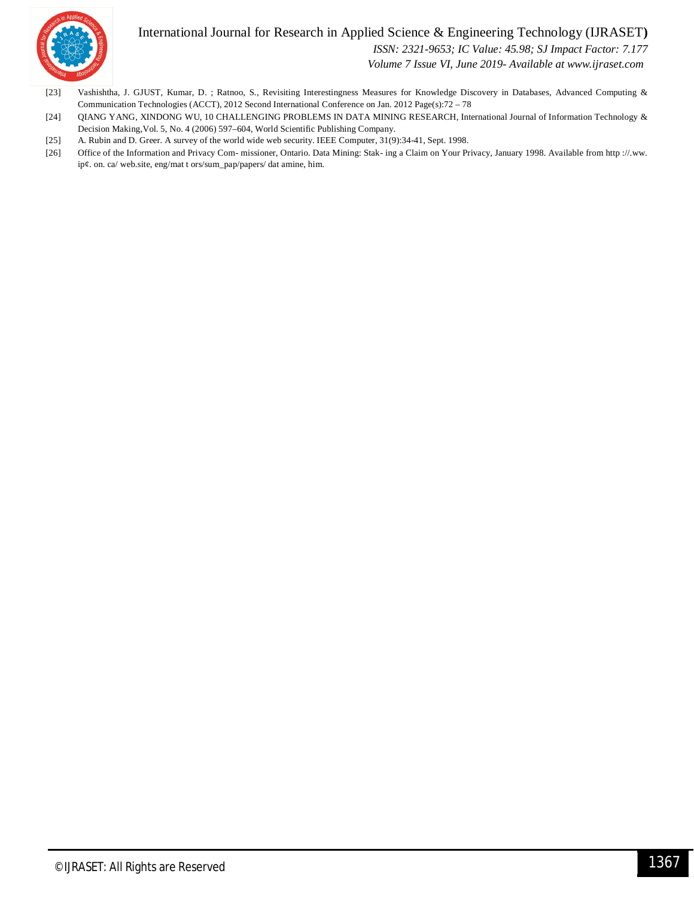[23] Vashishtha, J. GJUST, Kumar, D. ; Ratnoo, S., Revisiting Interestingness Measures for Knowledge Discovery in Databases, Advanced Computing & Communication Technologies (ACCT), 2012 Second International Conference on Jan. 2012 Page(s):72 – 78

[24] QIANG YANG, XINDONG WU, 10 CHALLENGING PROBLEMS IN DATA MINING RESEARCH, International Journal of Information Technology & Decision Making,Vol. 5, No. 4 (2006) 597–604, World Scientific Publishing Company.

[25] A. Rubin and D. Greer. A survey of the world wide web security. IEEE Computer, 31(9):34-41, Sept. 1998.

[26] Office of the Information and Privacy Com- missioner, Ontario. Data Mining: Stak- ing a Claim on Your Privacy, January 1998. Available from http ://.ww. ip¢. on. ca/ web.site, eng/mat t ors/sum_pap/papers/ dat amine, him.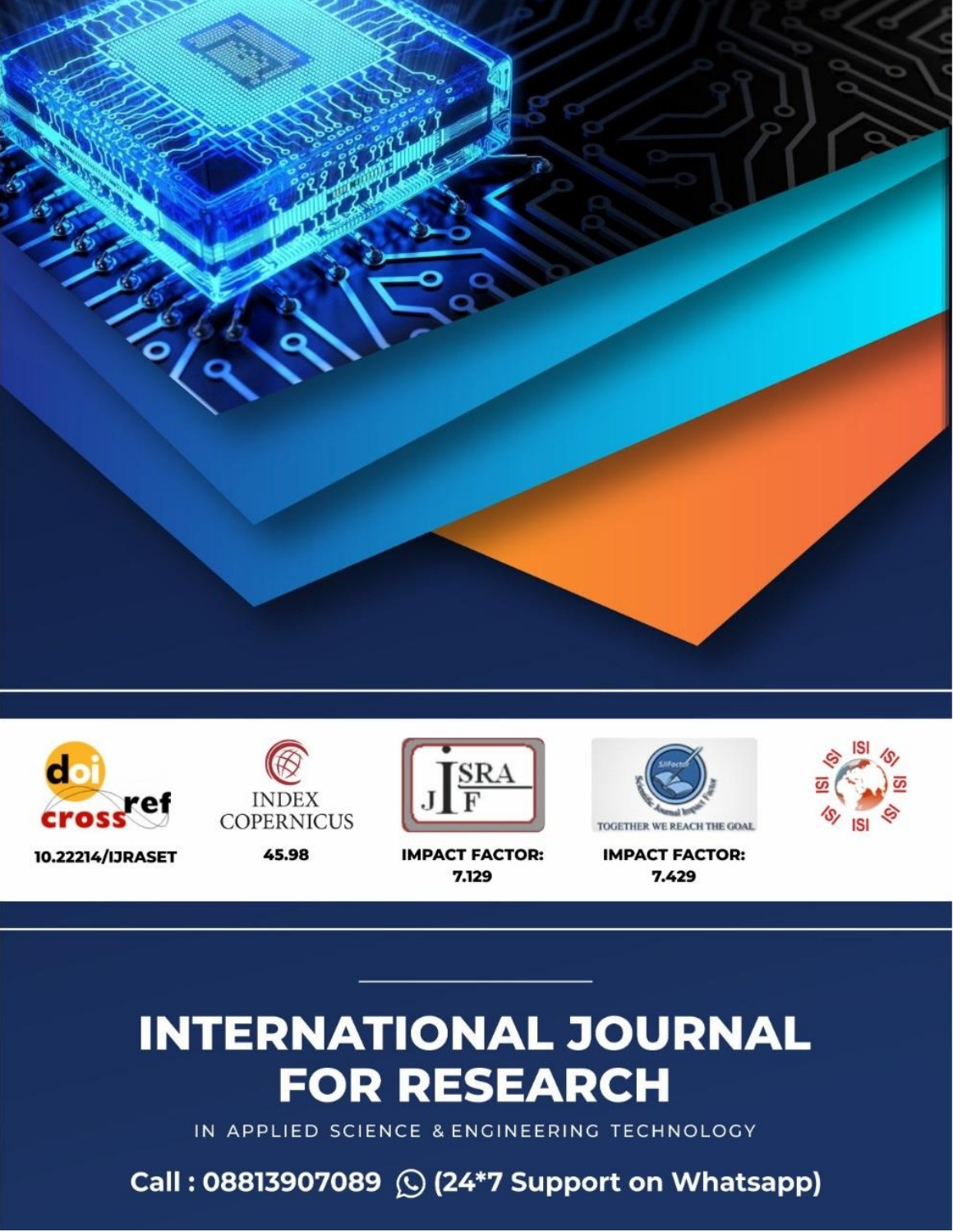10.22214/IJRASET

INDEX COPERNICUS

45.98

IMPACT FACTOR: 7.129

IMPACT FACTOR: 7.429

# INTERNATIONAL JOURNAL FOR RESEARCH

IN APPLIED SCIENCE & ENGINEERING TECHNOLOGY

Call : 08813907089 (24*7 Support on Whatsapp)